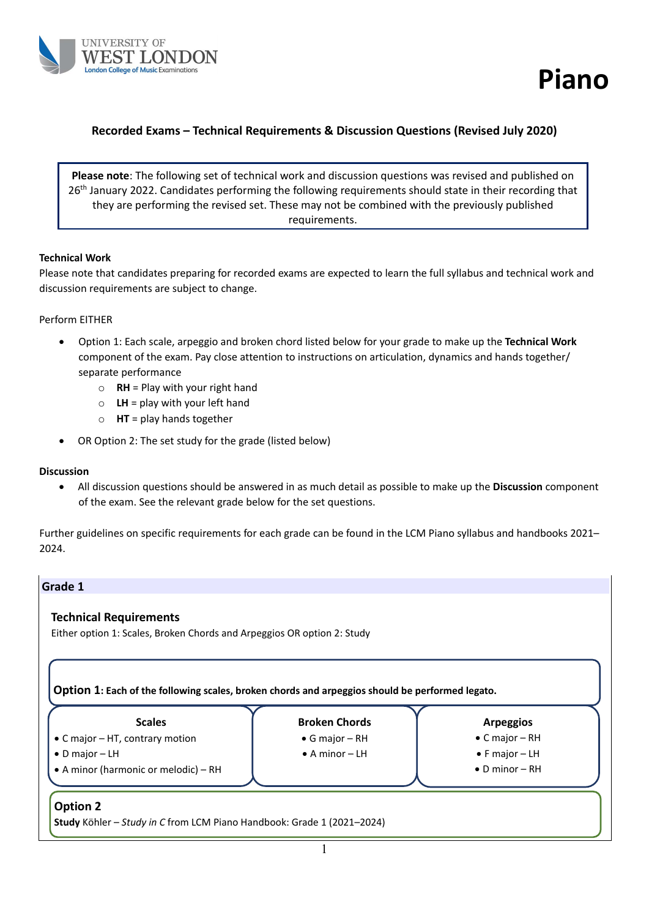UNIVERSITY OF WEST LONDON
London College of Music Examinations

# Piano

## Recorded Exams – Technical Requirements & Discussion Questions (Revised July 2020)

**Please note**: The following set of technical work and discussion questions was revised and published on 26th January 2022. Candidates performing the following requirements should state in their recording that they are performing the revised set. These may not be combined with the previously published requirements.

**Technical Work**

Please note that candidates preparing for recorded exams are expected to learn the full syllabus and technical work and discussion requirements are subject to change.

Perform EITHER

- Option 1: Each scale, arpeggio and broken chord listed below for your grade to make up the **Technical Work** component of the exam. Pay close attention to instructions on articulation, dynamics and hands together/ separate performance
  - **RH** = Play with your right hand
  - **LH** = play with your left hand
  - **HT** = play hands together
- OR Option 2: The set study for the grade (listed below)

**Discussion**

- All discussion questions should be answered in as much detail as possible to make up the **Discussion** component of the exam. See the relevant grade below for the set questions.

Further guidelines on specific requirements for each grade can be found in the LCM Piano syllabus and handbooks 2021–2024.

## Grade 1

### Technical Requirements

Either option 1: Scales, Broken Chords and Arpeggios OR option 2: Study

**Option 1: Each of the following scales, broken chords and arpeggios should be performed legato.**

| Scales | Broken Chords | Arpeggios |
|---|---|---|
| • C major – HT, contrary motion | • G major – RH | • C major – RH |
| • D major – LH | • A minor – LH | • F major – LH |
| • A minor (harmonic or melodic) – RH | | • D minor – RH |

**Option 2**

**Study** Köhler – *Study in C* from LCM Piano Handbook: Grade 1 (2021–2024)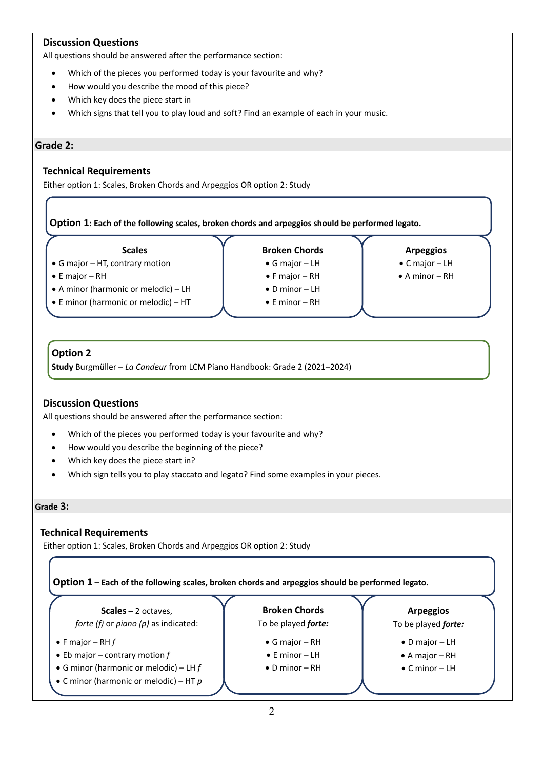### Discussion Questions

All questions should be answered after the performance section:

- Which of the pieces you performed today is your favourite and why?
- How would you describe the mood of this piece?
- Which key does the piece start in
- Which signs that tell you to play loud and soft? Find an example of each in your music.

## Grade 2:

### Technical Requirements

Either option 1: Scales, Broken Chords and Arpeggios OR option 2: Study

**Option 1: Each of the following scales, broken chords and arpeggios should be performed legato.**

| Scales | Broken Chords | Arpeggios |
|---|---|---|
| • G major – HT, contrary motion | • G major – LH | • C major – LH |
| • E major – RH | • F major – RH | • A minor – RH |
| • A minor (harmonic or melodic) – LH | • D minor – LH | |
| • E minor (harmonic or melodic) – HT | • E minor – RH | |

**Option 2**

**Study** Burgmüller – *La Candeur* from LCM Piano Handbook: Grade 2 (2021–2024)

### Discussion Questions

All questions should be answered after the performance section:

- Which of the pieces you performed today is your favourite and why?
- How would you describe the beginning of the piece?
- Which key does the piece start in?
- Which sign tells you to play staccato and legato? Find some examples in your pieces.

## Grade 3:

### Technical Requirements

Either option 1: Scales, Broken Chords and Arpeggios OR option 2: Study

**Option 1 – Each of the following scales, broken chords and arpeggios should be performed legato.**

| **Scales** – 2 octaves, *forte (f)* or *piano (p)* as indicated: | **Broken Chords** To be played ***forte:*** | **Arpeggios** To be played ***forte:*** |
|---|---|---|
| • F major – RH *f* | • G major – RH | • D major – LH |
| • Eb major – contrary motion *f* | • E minor – LH | • A major – RH |
| • G minor (harmonic or melodic) – LH *f* | • D minor – RH | • C minor – LH |
| • C minor (harmonic or melodic) – HT *p* | | |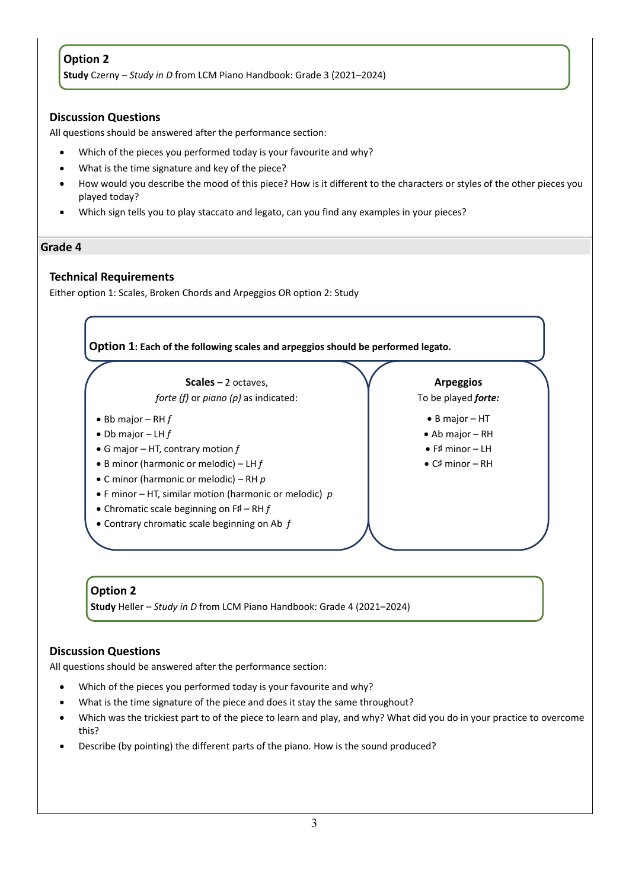**Option 2**

**Study** Czerny – *Study in D* from LCM Piano Handbook: Grade 3 (2021–2024)

### Discussion Questions

All questions should be answered after the performance section:

- Which of the pieces you performed today is your favourite and why?
- What is the time signature and key of the piece?
- How would you describe the mood of this piece? How is it different to the characters or styles of the other pieces you played today?
- Which sign tells you to play staccato and legato, can you find any examples in your pieces?

## Grade 4

### Technical Requirements

Either option 1: Scales, Broken Chords and Arpeggios OR option 2: Study

**Option 1: Each of the following scales and arpeggios should be performed legato.**

**Scales –** 2 octaves, *forte (f)* or *piano (p)* as indicated:

- Bb major – RH *f*
- Db major – LH *f*
- G major – HT, contrary motion *f*
- B minor (harmonic or melodic) – LH *f*
- C minor (harmonic or melodic) – RH *p*
- F minor – HT, similar motion (harmonic or melodic) *p*
- Chromatic scale beginning on F♯ – RH *f*
- Contrary chromatic scale beginning on Ab *f*

**Arpeggios**

To be played ***forte:***

- B major – HT
- Ab major – RH
- F♯ minor – LH
- C♯ minor – RH

**Option 2**

**Study** Heller – *Study in D* from LCM Piano Handbook: Grade 4 (2021–2024)

### Discussion Questions

All questions should be answered after the performance section:

- Which of the pieces you performed today is your favourite and why?
- What is the time signature of the piece and does it stay the same throughout?
- Which was the trickiest part to of the piece to learn and play, and why? What did you do in your practice to overcome this?
- Describe (by pointing) the different parts of the piano. How is the sound produced?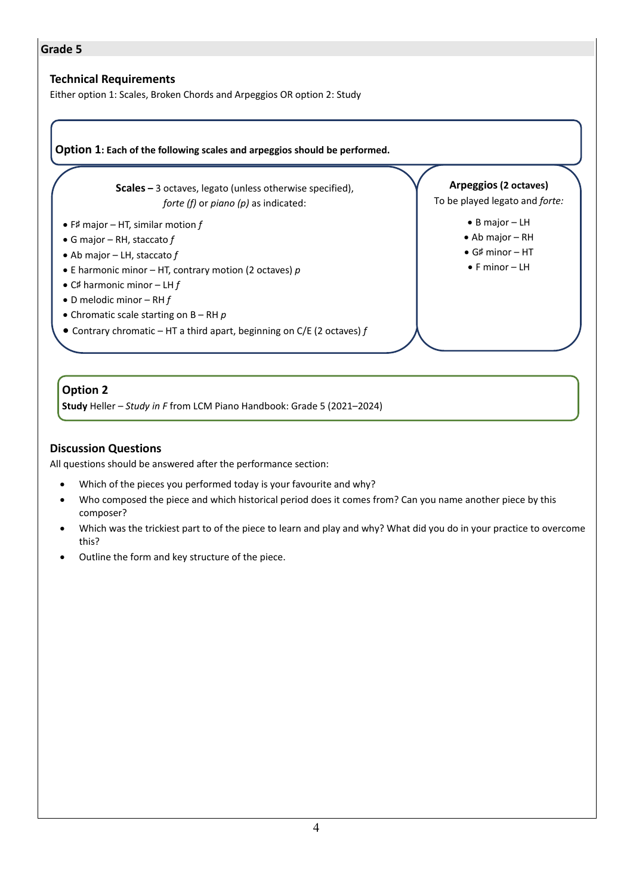## Grade 5

### Technical Requirements

Either option 1: Scales, Broken Chords and Arpeggios OR option 2: Study

**Option 1: Each of the following scales and arpeggios should be performed.**

**Scales –** 3 octaves, legato (unless otherwise specified), *forte (f)* or *piano (p)* as indicated:

- F♯ major – HT, similar motion *f*
- G major – RH, staccato *f*
- Ab major – LH, staccato *f*
- E harmonic minor – HT, contrary motion (2 octaves) *p*
- C♯ harmonic minor – LH *f*
- D melodic minor – RH *f*
- Chromatic scale starting on B – RH *p*
- Contrary chromatic – HT a third apart, beginning on C/E (2 octaves) *f*

**Arpeggios (2 octaves)**
To be played legato and *forte:*

- B major – LH
- Ab major – RH
- G♯ minor – HT
- F minor – LH

**Option 2**

**Study** Heller – *Study in F* from LCM Piano Handbook: Grade 5 (2021–2024)

### Discussion Questions

All questions should be answered after the performance section:

- Which of the pieces you performed today is your favourite and why?
- Who composed the piece and which historical period does it comes from? Can you name another piece by this composer?
- Which was the trickiest part to of the piece to learn and play and why? What did you do in your practice to overcome this?
- Outline the form and key structure of the piece.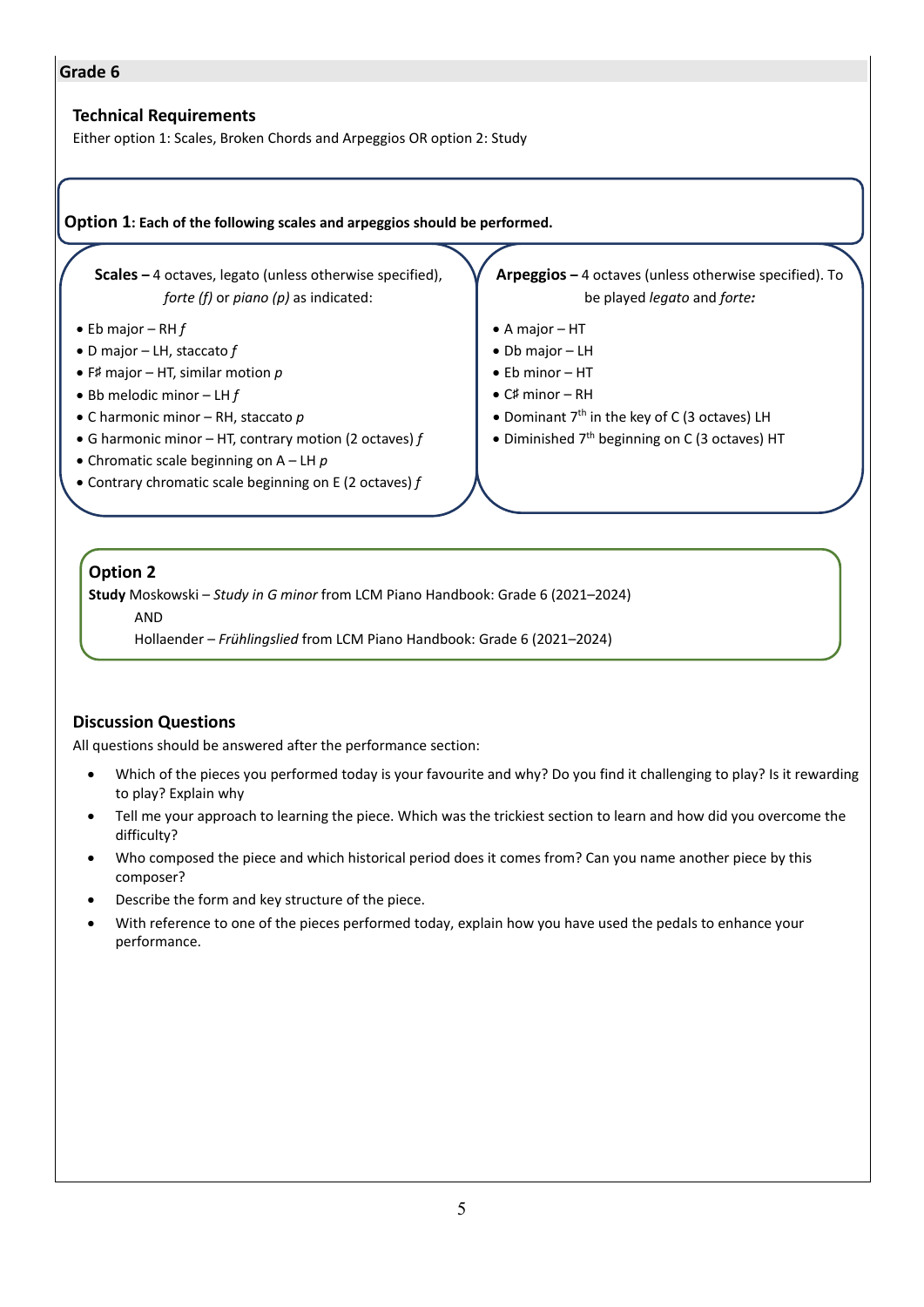## Grade 6

### Technical Requirements

Either option 1: Scales, Broken Chords and Arpeggios OR option 2: Study

**Option 1: Each of the following scales and arpeggios should be performed.**

**Scales –** 4 octaves, legato (unless otherwise specified), *forte (f)* or *piano (p)* as indicated:

- Eb major – RH *f*
- D major – LH, staccato *f*
- F♯ major – HT, similar motion *p*
- Bb melodic minor – LH *f*
- C harmonic minor – RH, staccato *p*
- G harmonic minor – HT, contrary motion (2 octaves) *f*
- Chromatic scale beginning on A – LH *p*
- Contrary chromatic scale beginning on E (2 octaves) *f*

**Arpeggios –** 4 octaves (unless otherwise specified). To be played *legato* and *forte:*

- A major – HT
- Db major – LH
- Eb minor – HT
- C♯ minor – RH
- Dominant 7th in the key of C (3 octaves) LH
- Diminished 7th beginning on C (3 octaves) HT

**Option 2**

**Study** Moskowski – *Study in G minor* from LCM Piano Handbook: Grade 6 (2021–2024)

AND

Hollaender – *Frühlingslied* from LCM Piano Handbook: Grade 6 (2021–2024)

### Discussion Questions

All questions should be answered after the performance section:

- Which of the pieces you performed today is your favourite and why? Do you find it challenging to play? Is it rewarding to play? Explain why
- Tell me your approach to learning the piece. Which was the trickiest section to learn and how did you overcome the difficulty?
- Who composed the piece and which historical period does it comes from? Can you name another piece by this composer?
- Describe the form and key structure of the piece.
- With reference to one of the pieces performed today, explain how you have used the pedals to enhance your performance.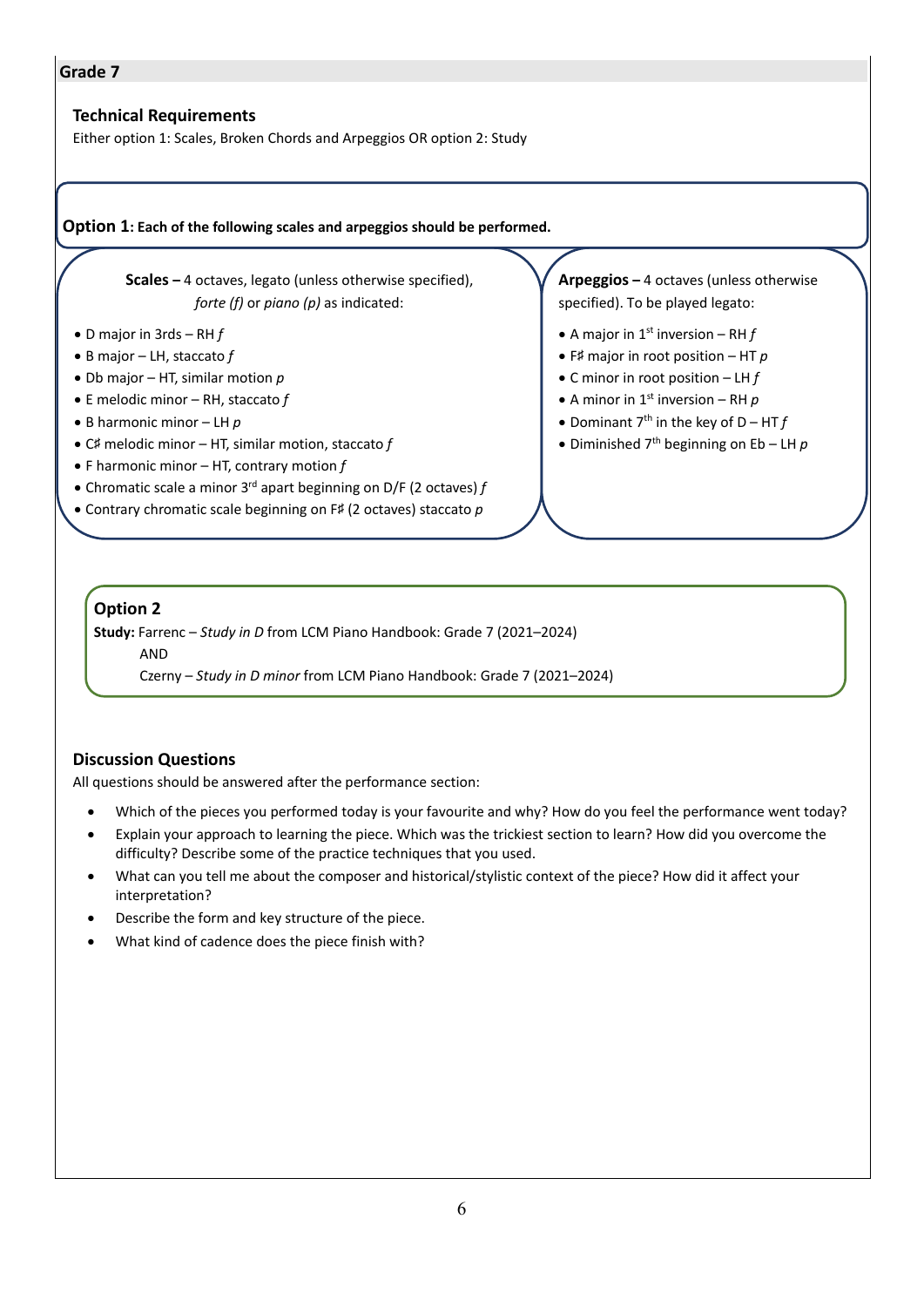## Grade 7

### Technical Requirements

Either option 1: Scales, Broken Chords and Arpeggios OR option 2: Study

**Option 1: Each of the following scales and arpeggios should be performed.**

**Scales –** 4 octaves, legato (unless otherwise specified), *forte (f)* or *piano (p)* as indicated:

- D major in 3rds – RH *f*
- B major – LH, staccato *f*
- Db major – HT, similar motion *p*
- E melodic minor – RH, staccato *f*
- B harmonic minor – LH *p*
- C♯ melodic minor – HT, similar motion, staccato *f*
- F harmonic minor – HT, contrary motion *f*
- Chromatic scale a minor 3rd apart beginning on D/F (2 octaves) *f*
- Contrary chromatic scale beginning on F♯ (2 octaves) staccato *p*

**Arpeggios –** 4 octaves (unless otherwise specified). To be played legato:

- A major in 1st inversion – RH *f*
- F♯ major in root position – HT *p*
- C minor in root position – LH *f*
- A minor in 1st inversion – RH *p*
- Dominant 7th in the key of D – HT *f*
- Diminished 7th beginning on Eb – LH *p*

**Option 2**

**Study:** Farrenc – *Study in D* from LCM Piano Handbook: Grade 7 (2021–2024)

AND

Czerny – *Study in D minor* from LCM Piano Handbook: Grade 7 (2021–2024)

### Discussion Questions

All questions should be answered after the performance section:

- Which of the pieces you performed today is your favourite and why? How do you feel the performance went today?
- Explain your approach to learning the piece. Which was the trickiest section to learn? How did you overcome the difficulty? Describe some of the practice techniques that you used.
- What can you tell me about the composer and historical/stylistic context of the piece? How did it affect your interpretation?
- Describe the form and key structure of the piece.
- What kind of cadence does the piece finish with?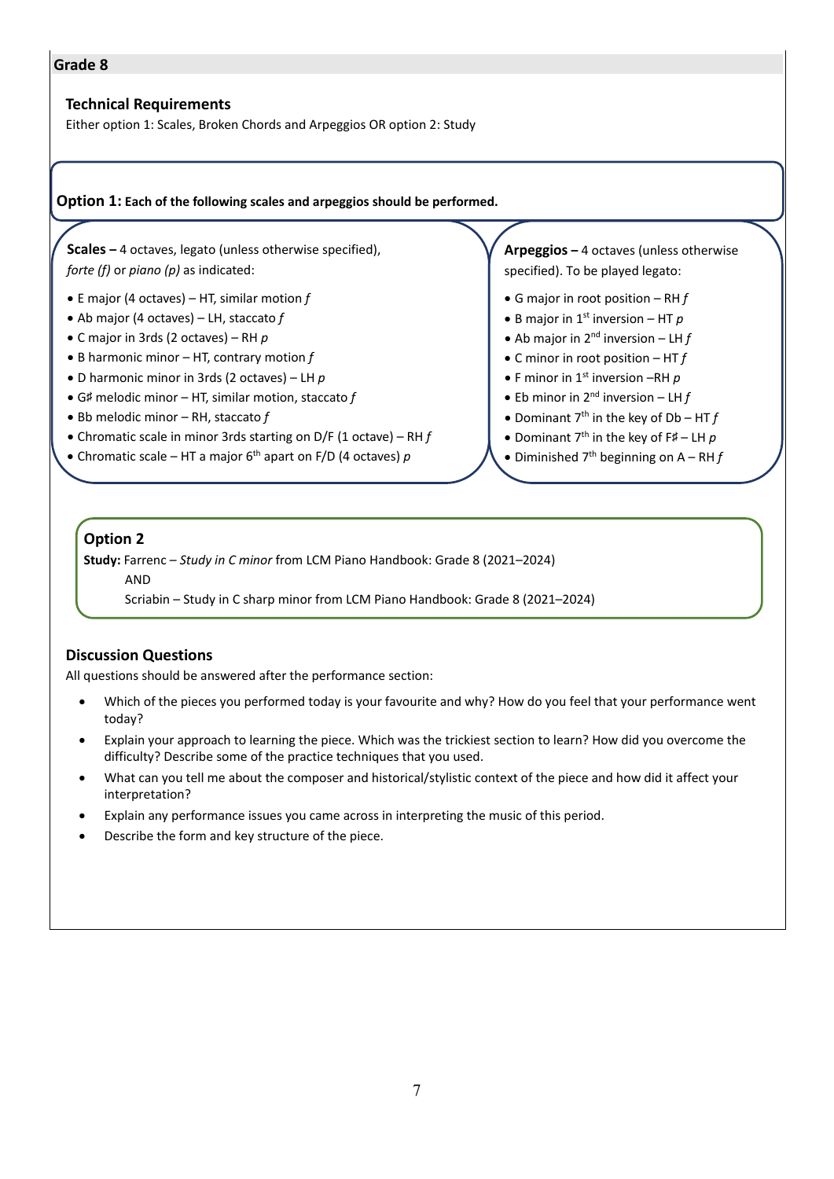## Grade 8

### Technical Requirements

Either option 1: Scales, Broken Chords and Arpeggios OR option 2: Study

**Option 1: Each of the following scales and arpeggios should be performed.**

**Scales –** 4 octaves, legato (unless otherwise specified), *forte (f)* or *piano (p)* as indicated:

- E major (4 octaves) – HT, similar motion *f*
- Ab major (4 octaves) – LH, staccato *f*
- C major in 3rds (2 octaves) – RH *p*
- B harmonic minor – HT, contrary motion *f*
- D harmonic minor in 3rds (2 octaves) – LH *p*
- G♯ melodic minor – HT, similar motion, staccato *f*
- Bb melodic minor – RH, staccato *f*
- Chromatic scale in minor 3rds starting on D/F (1 octave) – RH *f*
- Chromatic scale – HT a major 6th apart on F/D (4 octaves) *p*

**Arpeggios –** 4 octaves (unless otherwise specified). To be played legato:

- G major in root position – RH *f*
- B major in 1st inversion – HT *p*
- Ab major in 2nd inversion – LH *f*
- C minor in root position – HT *f*
- F minor in 1st inversion –RH *p*
- Eb minor in 2nd inversion – LH *f*
- Dominant 7th in the key of Db – HT *f*
- Dominant 7th in the key of F♯ – LH *p*
- Diminished 7th beginning on A – RH *f*

**Option 2**

**Study:** Farrenc – *Study in C minor* from LCM Piano Handbook: Grade 8 (2021–2024)
AND
Scriabin – Study in C sharp minor from LCM Piano Handbook: Grade 8 (2021–2024)

### Discussion Questions

All questions should be answered after the performance section:

- Which of the pieces you performed today is your favourite and why? How do you feel that your performance went today?
- Explain your approach to learning the piece. Which was the trickiest section to learn? How did you overcome the difficulty? Describe some of the practice techniques that you used.
- What can you tell me about the composer and historical/stylistic context of the piece and how did it affect your interpretation?
- Explain any performance issues you came across in interpreting the music of this period.
- Describe the form and key structure of the piece.